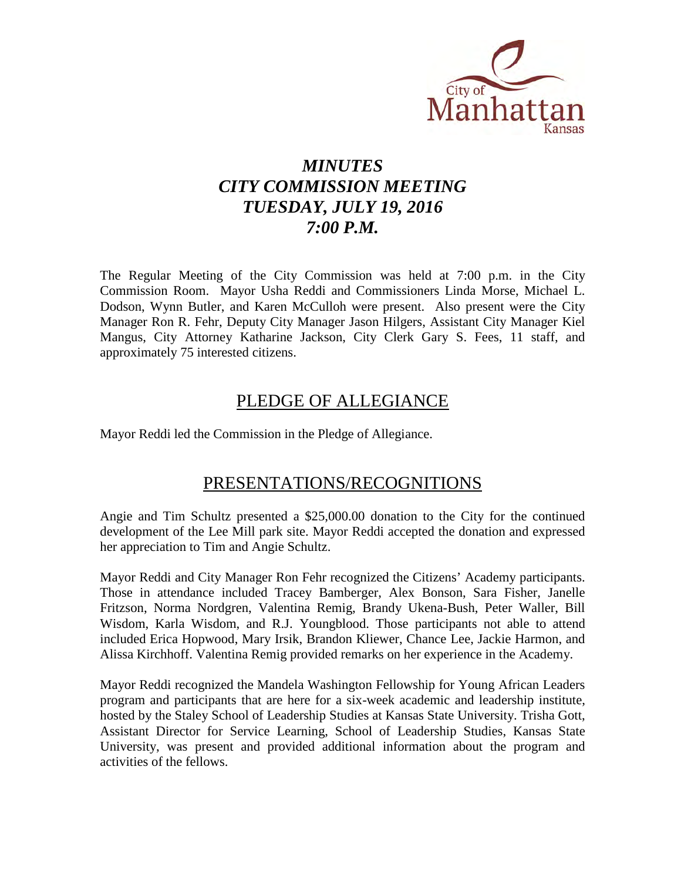City of Manhattan Kansas

# *MINUTES*
# *CITY COMMISSION MEETING*
# *TUESDAY, JULY 19, 2016*
# *7:00 P.M.*

The Regular Meeting of the City Commission was held at 7:00 p.m. in the City Commission Room. Mayor Usha Reddi and Commissioners Linda Morse, Michael L. Dodson, Wynn Butler, and Karen McCulloh were present. Also present were the City Manager Ron R. Fehr, Deputy City Manager Jason Hilgers, Assistant City Manager Kiel Mangus, City Attorney Katharine Jackson, City Clerk Gary S. Fees, 11 staff, and approximately 75 interested citizens.

## PLEDGE OF ALLEGIANCE

Mayor Reddi led the Commission in the Pledge of Allegiance.

## PRESENTATIONS/RECOGNITIONS

Angie and Tim Schultz presented a $25,000.00 donation to the City for the continued development of the Lee Mill park site. Mayor Reddi accepted the donation and expressed her appreciation to Tim and Angie Schultz.

Mayor Reddi and City Manager Ron Fehr recognized the Citizens' Academy participants. Those in attendance included Tracey Bamberger, Alex Bonson, Sara Fisher, Janelle Fritzson, Norma Nordgren, Valentina Remig, Brandy Ukena-Bush, Peter Waller, Bill Wisdom, Karla Wisdom, and R.J. Youngblood. Those participants not able to attend included Erica Hopwood, Mary Irsik, Brandon Kliewer, Chance Lee, Jackie Harmon, and Alissa Kirchhoff. Valentina Remig provided remarks on her experience in the Academy.

Mayor Reddi recognized the Mandela Washington Fellowship for Young African Leaders program and participants that are here for a six-week academic and leadership institute, hosted by the Staley School of Leadership Studies at Kansas State University. Trisha Gott, Assistant Director for Service Learning, School of Leadership Studies, Kansas State University, was present and provided additional information about the program and activities of the fellows.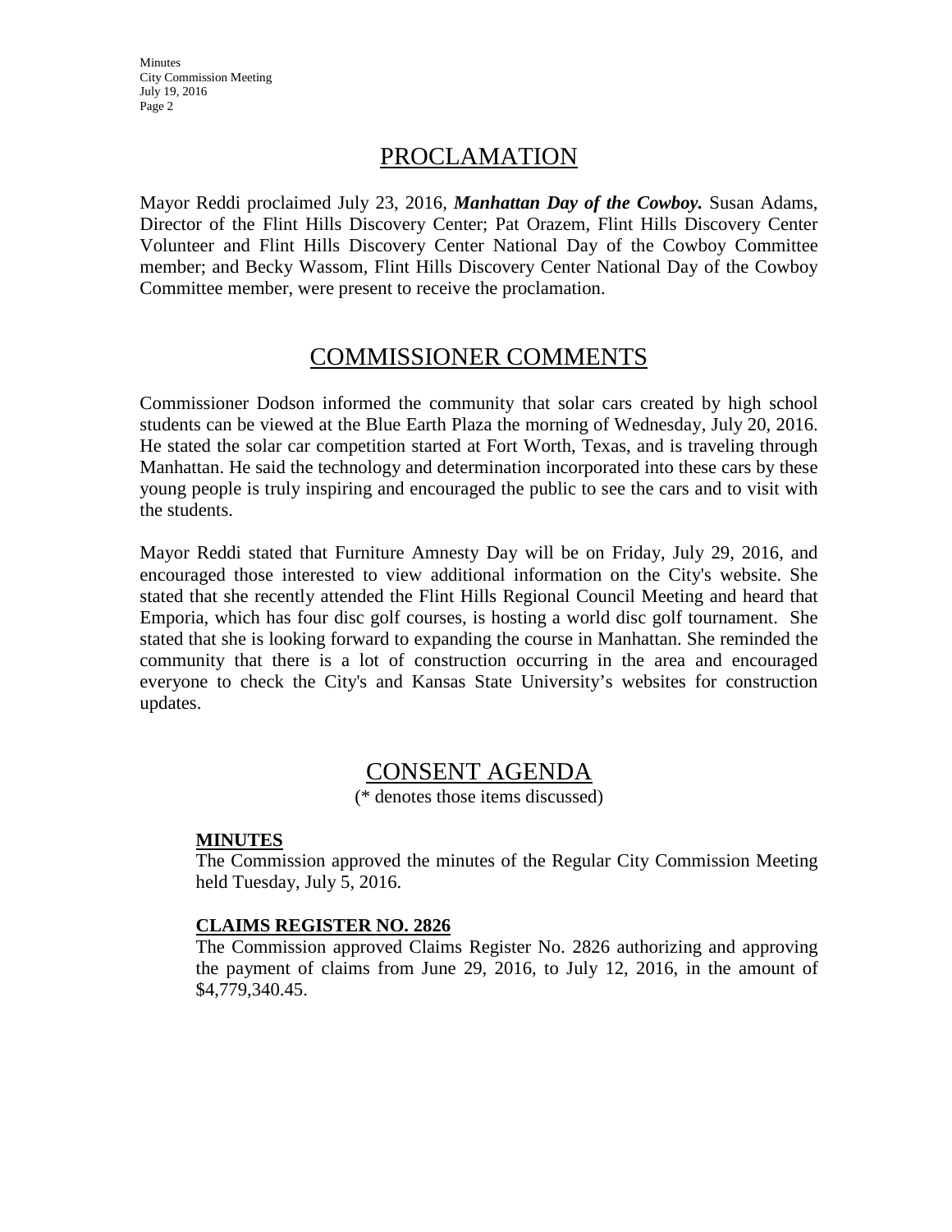## PROCLAMATION

Mayor Reddi proclaimed July 23, 2016, ***Manhattan Day of the Cowboy.*** Susan Adams, Director of the Flint Hills Discovery Center; Pat Orazem, Flint Hills Discovery Center Volunteer and Flint Hills Discovery Center National Day of the Cowboy Committee member; and Becky Wassom, Flint Hills Discovery Center National Day of the Cowboy Committee member, were present to receive the proclamation.

## COMMISSIONER COMMENTS

Commissioner Dodson informed the community that solar cars created by high school students can be viewed at the Blue Earth Plaza the morning of Wednesday, July 20, 2016. He stated the solar car competition started at Fort Worth, Texas, and is traveling through Manhattan. He said the technology and determination incorporated into these cars by these young people is truly inspiring and encouraged the public to see the cars and to visit with the students.

Mayor Reddi stated that Furniture Amnesty Day will be on Friday, July 29, 2016, and encouraged those interested to view additional information on the City's website. She stated that she recently attended the Flint Hills Regional Council Meeting and heard that Emporia, which has four disc golf courses, is hosting a world disc golf tournament. She stated that she is looking forward to expanding the course in Manhattan. She reminded the community that there is a lot of construction occurring in the area and encouraged everyone to check the City's and Kansas State University's websites for construction updates.

## CONSENT AGENDA

(* denotes those items discussed)

**MINUTES**

The Commission approved the minutes of the Regular City Commission Meeting held Tuesday, July 5, 2016.

**CLAIMS REGISTER NO. 2826**

The Commission approved Claims Register No. 2826 authorizing and approving the payment of claims from June 29, 2016, to July 12, 2016, in the amount of $4,779,340.45.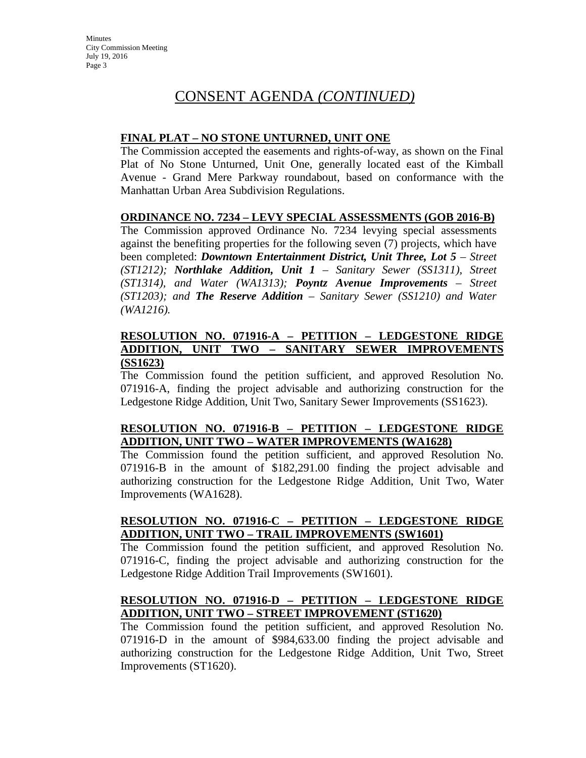# CONSENT AGENDA *(CONTINUED)*

**FINAL PLAT – NO STONE UNTURNED, UNIT ONE**

The Commission accepted the easements and rights-of-way, as shown on the Final Plat of No Stone Unturned, Unit One, generally located east of the Kimball Avenue - Grand Mere Parkway roundabout, based on conformance with the Manhattan Urban Area Subdivision Regulations.

**ORDINANCE NO. 7234 – LEVY SPECIAL ASSESSMENTS (GOB 2016-B)**

The Commission approved Ordinance No. 7234 levying special assessments against the benefiting properties for the following seven (7) projects, which have been completed: ***Downtown Entertainment District, Unit Three, Lot 5*** *– Street (ST1212);* ***Northlake Addition, Unit 1*** *– Sanitary Sewer (SS1311), Street (ST1314), and Water (WA1313);* ***Poyntz Avenue Improvements*** *– Street (ST1203); and* ***The Reserve Addition*** *– Sanitary Sewer (SS1210) and Water (WA1216).*

**RESOLUTION NO. 071916-A – PETITION – LEDGESTONE RIDGE ADDITION, UNIT TWO – SANITARY SEWER IMPROVEMENTS (SS1623)**

The Commission found the petition sufficient, and approved Resolution No. 071916-A, finding the project advisable and authorizing construction for the Ledgestone Ridge Addition, Unit Two, Sanitary Sewer Improvements (SS1623).

**RESOLUTION NO. 071916-B – PETITION – LEDGESTONE RIDGE ADDITION, UNIT TWO – WATER IMPROVEMENTS (WA1628)**

The Commission found the petition sufficient, and approved Resolution No. 071916-B in the amount of $182,291.00 finding the project advisable and authorizing construction for the Ledgestone Ridge Addition, Unit Two, Water Improvements (WA1628).

**RESOLUTION NO. 071916-C – PETITION – LEDGESTONE RIDGE ADDITION, UNIT TWO – TRAIL IMPROVEMENTS (SW1601)**

The Commission found the petition sufficient, and approved Resolution No. 071916-C, finding the project advisable and authorizing construction for the Ledgestone Ridge Addition Trail Improvements (SW1601).

**RESOLUTION NO. 071916-D – PETITION – LEDGESTONE RIDGE ADDITION, UNIT TWO – STREET IMPROVEMENT (ST1620)**

The Commission found the petition sufficient, and approved Resolution No. 071916-D in the amount of $984,633.00 finding the project advisable and authorizing construction for the Ledgestone Ridge Addition, Unit Two, Street Improvements (ST1620).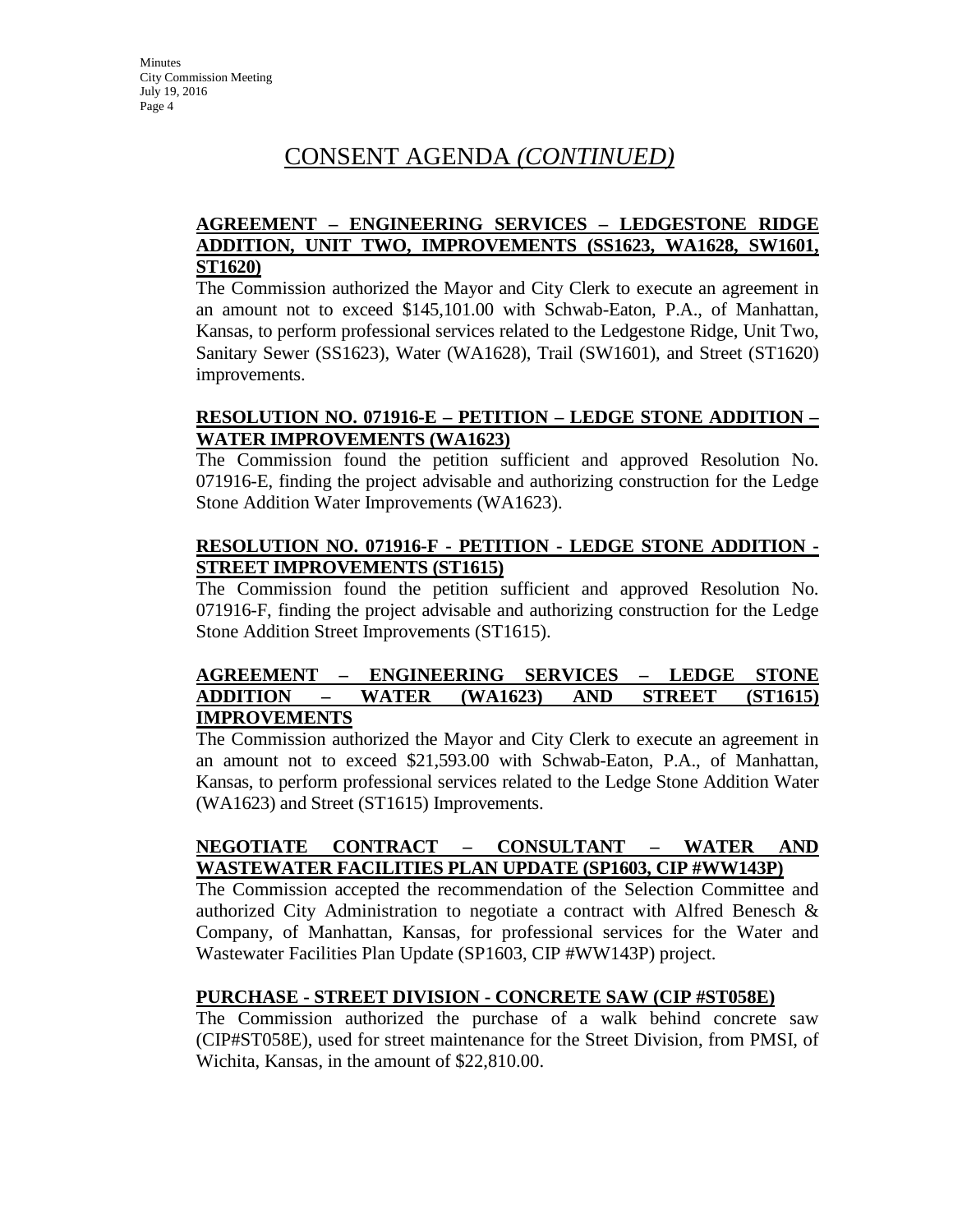# CONSENT AGENDA *(CONTINUED)*

**AGREEMENT – ENGINEERING SERVICES – LEDGESTONE RIDGE ADDITION, UNIT TWO, IMPROVEMENTS (SS1623, WA1628, SW1601, ST1620)**

The Commission authorized the Mayor and City Clerk to execute an agreement in an amount not to exceed $145,101.00 with Schwab-Eaton, P.A., of Manhattan, Kansas, to perform professional services related to the Ledgestone Ridge, Unit Two, Sanitary Sewer (SS1623), Water (WA1628), Trail (SW1601), and Street (ST1620) improvements.

**RESOLUTION NO. 071916-E – PETITION – LEDGE STONE ADDITION – WATER IMPROVEMENTS (WA1623)**

The Commission found the petition sufficient and approved Resolution No. 071916-E, finding the project advisable and authorizing construction for the Ledge Stone Addition Water Improvements (WA1623).

**RESOLUTION NO. 071916-F - PETITION - LEDGE STONE ADDITION - STREET IMPROVEMENTS (ST1615)**

The Commission found the petition sufficient and approved Resolution No. 071916-F, finding the project advisable and authorizing construction for the Ledge Stone Addition Street Improvements (ST1615).

**AGREEMENT – ENGINEERING SERVICES – LEDGE STONE ADDITION – WATER (WA1623) AND STREET (ST1615) IMPROVEMENTS**

The Commission authorized the Mayor and City Clerk to execute an agreement in an amount not to exceed $21,593.00 with Schwab-Eaton, P.A., of Manhattan, Kansas, to perform professional services related to the Ledge Stone Addition Water (WA1623) and Street (ST1615) Improvements.

**NEGOTIATE CONTRACT – CONSULTANT – WATER AND WASTEWATER FACILITIES PLAN UPDATE (SP1603, CIP #WW143P)**

The Commission accepted the recommendation of the Selection Committee and authorized City Administration to negotiate a contract with Alfred Benesch & Company, of Manhattan, Kansas, for professional services for the Water and Wastewater Facilities Plan Update (SP1603, CIP #WW143P) project.

**PURCHASE - STREET DIVISION - CONCRETE SAW (CIP #ST058E)**

The Commission authorized the purchase of a walk behind concrete saw (CIP#ST058E), used for street maintenance for the Street Division, from PMSI, of Wichita, Kansas, in the amount of $22,810.00.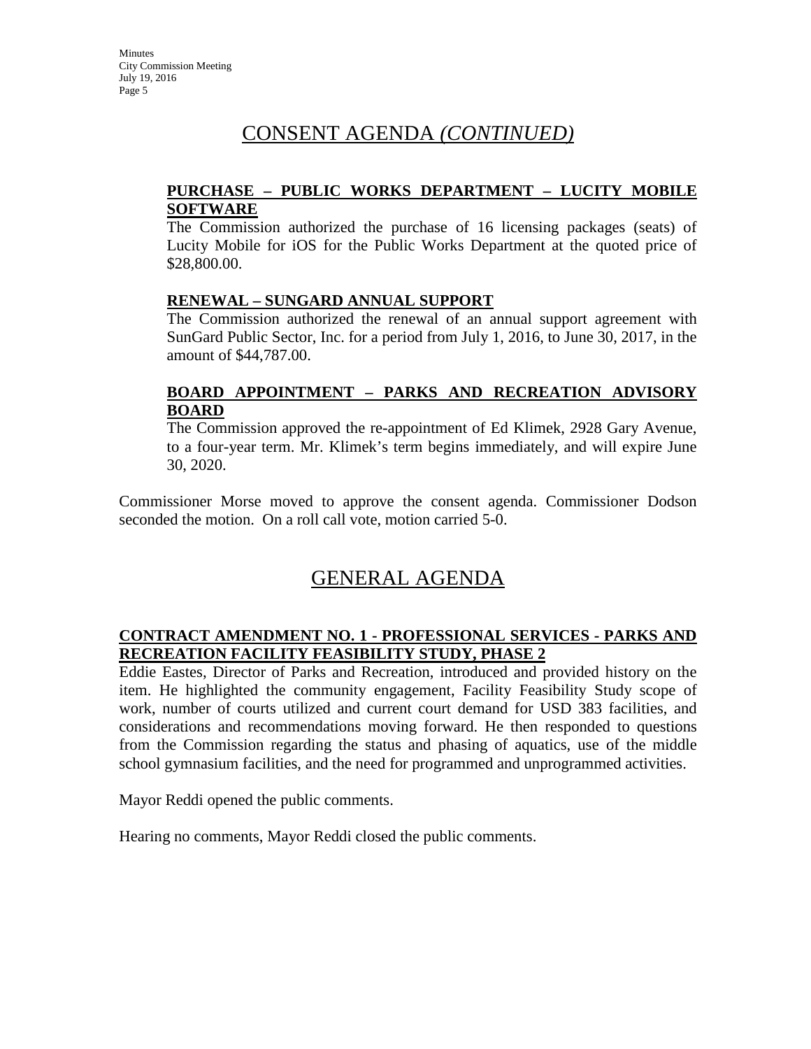## CONSENT AGENDA *(CONTINUED)*

**PURCHASE – PUBLIC WORKS DEPARTMENT – LUCITY MOBILE SOFTWARE**

The Commission authorized the purchase of 16 licensing packages (seats) of Lucity Mobile for iOS for the Public Works Department at the quoted price of $28,800.00.

**RENEWAL – SUNGARD ANNUAL SUPPORT**

The Commission authorized the renewal of an annual support agreement with SunGard Public Sector, Inc. for a period from July 1, 2016, to June 30, 2017, in the amount of $44,787.00.

**BOARD APPOINTMENT – PARKS AND RECREATION ADVISORY BOARD**

The Commission approved the re-appointment of Ed Klimek, 2928 Gary Avenue, to a four-year term. Mr. Klimek's term begins immediately, and will expire June 30, 2020.

Commissioner Morse moved to approve the consent agenda. Commissioner Dodson seconded the motion. On a roll call vote, motion carried 5-0.

## GENERAL AGENDA

**CONTRACT AMENDMENT NO. 1 - PROFESSIONAL SERVICES - PARKS AND RECREATION FACILITY FEASIBILITY STUDY, PHASE 2**

Eddie Eastes, Director of Parks and Recreation, introduced and provided history on the item. He highlighted the community engagement, Facility Feasibility Study scope of work, number of courts utilized and current court demand for USD 383 facilities, and considerations and recommendations moving forward. He then responded to questions from the Commission regarding the status and phasing of aquatics, use of the middle school gymnasium facilities, and the need for programmed and unprogrammed activities.

Mayor Reddi opened the public comments.

Hearing no comments, Mayor Reddi closed the public comments.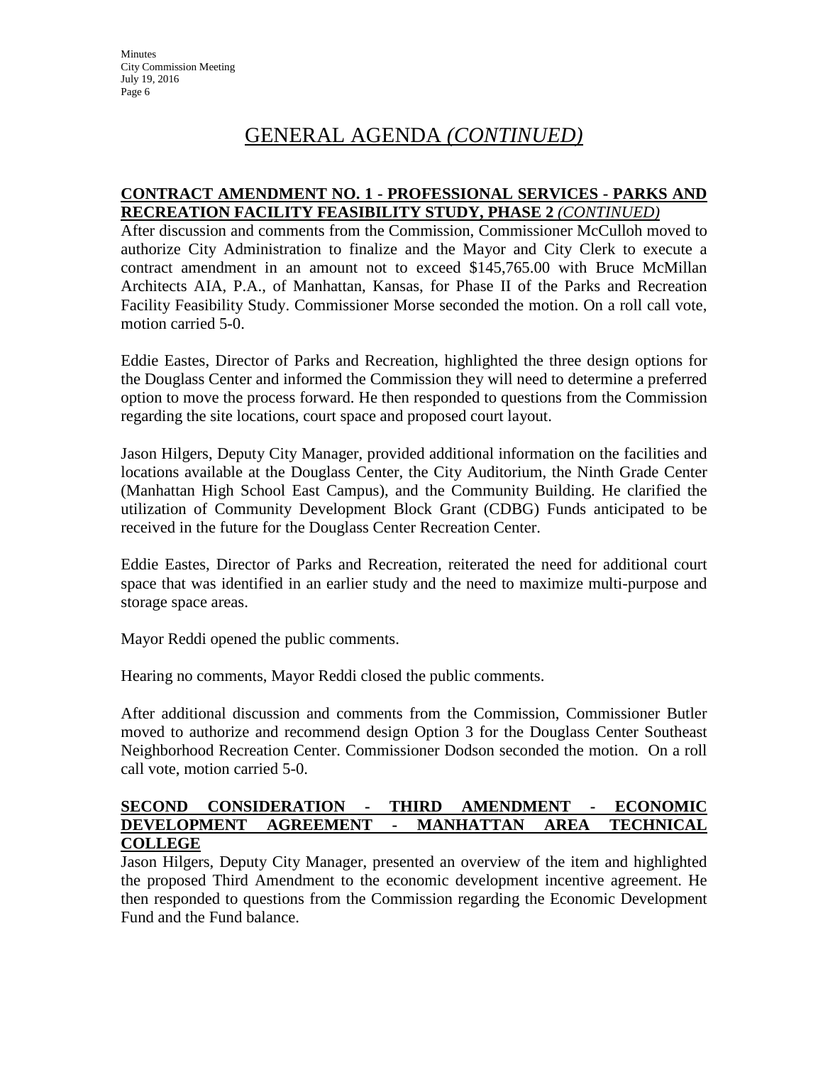# GENERAL AGENDA *(CONTINUED)*

**CONTRACT AMENDMENT NO. 1 - PROFESSIONAL SERVICES - PARKS AND RECREATION FACILITY FEASIBILITY STUDY, PHASE 2** ***(CONTINUED)***

After discussion and comments from the Commission, Commissioner McCulloh moved to authorize City Administration to finalize and the Mayor and City Clerk to execute a contract amendment in an amount not to exceed $145,765.00 with Bruce McMillan Architects AIA, P.A., of Manhattan, Kansas, for Phase II of the Parks and Recreation Facility Feasibility Study. Commissioner Morse seconded the motion. On a roll call vote, motion carried 5-0.

Eddie Eastes, Director of Parks and Recreation, highlighted the three design options for the Douglass Center and informed the Commission they will need to determine a preferred option to move the process forward. He then responded to questions from the Commission regarding the site locations, court space and proposed court layout.

Jason Hilgers, Deputy City Manager, provided additional information on the facilities and locations available at the Douglass Center, the City Auditorium, the Ninth Grade Center (Manhattan High School East Campus), and the Community Building. He clarified the utilization of Community Development Block Grant (CDBG) Funds anticipated to be received in the future for the Douglass Center Recreation Center.

Eddie Eastes, Director of Parks and Recreation, reiterated the need for additional court space that was identified in an earlier study and the need to maximize multi-purpose and storage space areas.

Mayor Reddi opened the public comments.

Hearing no comments, Mayor Reddi closed the public comments.

After additional discussion and comments from the Commission, Commissioner Butler moved to authorize and recommend design Option 3 for the Douglass Center Southeast Neighborhood Recreation Center. Commissioner Dodson seconded the motion. On a roll call vote, motion carried 5-0.

**SECOND CONSIDERATION - THIRD AMENDMENT - ECONOMIC DEVELOPMENT AGREEMENT - MANHATTAN AREA TECHNICAL COLLEGE**

Jason Hilgers, Deputy City Manager, presented an overview of the item and highlighted the proposed Third Amendment to the economic development incentive agreement. He then responded to questions from the Commission regarding the Economic Development Fund and the Fund balance.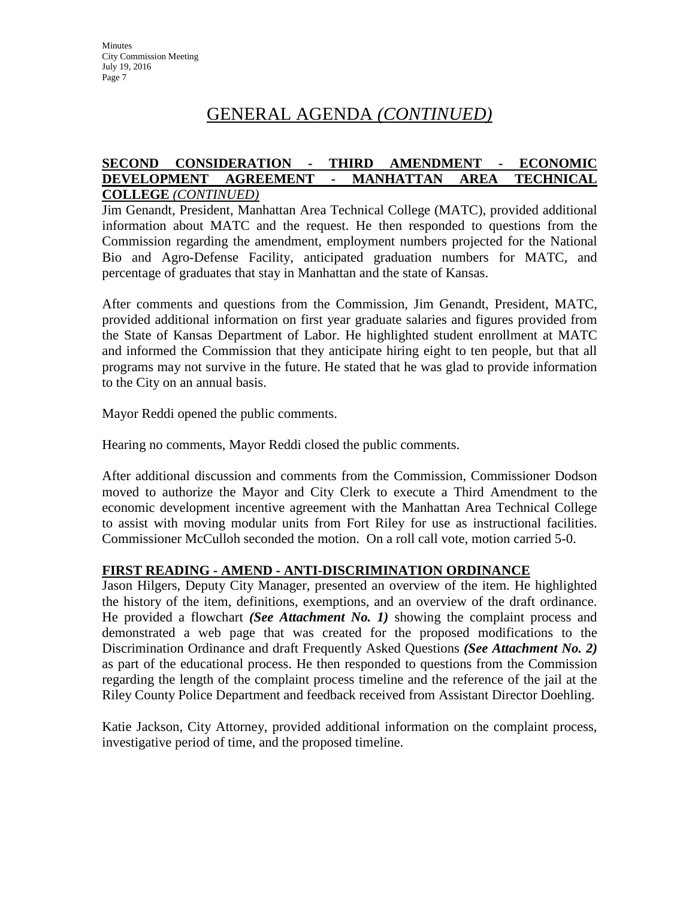# GENERAL AGENDA *(CONTINUED)*

**SECOND CONSIDERATION - THIRD AMENDMENT - ECONOMIC DEVELOPMENT AGREEMENT - MANHATTAN AREA TECHNICAL COLLEGE** *(CONTINUED)*

Jim Genandt, President, Manhattan Area Technical College (MATC), provided additional information about MATC and the request. He then responded to questions from the Commission regarding the amendment, employment numbers projected for the National Bio and Agro-Defense Facility, anticipated graduation numbers for MATC, and percentage of graduates that stay in Manhattan and the state of Kansas.

After comments and questions from the Commission, Jim Genandt, President, MATC, provided additional information on first year graduate salaries and figures provided from the State of Kansas Department of Labor. He highlighted student enrollment at MATC and informed the Commission that they anticipate hiring eight to ten people, but that all programs may not survive in the future. He stated that he was glad to provide information to the City on an annual basis.

Mayor Reddi opened the public comments.

Hearing no comments, Mayor Reddi closed the public comments.

After additional discussion and comments from the Commission, Commissioner Dodson moved to authorize the Mayor and City Clerk to execute a Third Amendment to the economic development incentive agreement with the Manhattan Area Technical College to assist with moving modular units from Fort Riley for use as instructional facilities. Commissioner McCulloh seconded the motion. On a roll call vote, motion carried 5-0.

**FIRST READING - AMEND - ANTI-DISCRIMINATION ORDINANCE**

Jason Hilgers, Deputy City Manager, presented an overview of the item. He highlighted the history of the item, definitions, exemptions, and an overview of the draft ordinance. He provided a flowchart ***(See Attachment No. 1)*** showing the complaint process and demonstrated a web page that was created for the proposed modifications to the Discrimination Ordinance and draft Frequently Asked Questions ***(See Attachment No. 2)*** as part of the educational process. He then responded to questions from the Commission regarding the length of the complaint process timeline and the reference of the jail at the Riley County Police Department and feedback received from Assistant Director Doehling.

Katie Jackson, City Attorney, provided additional information on the complaint process, investigative period of time, and the proposed timeline.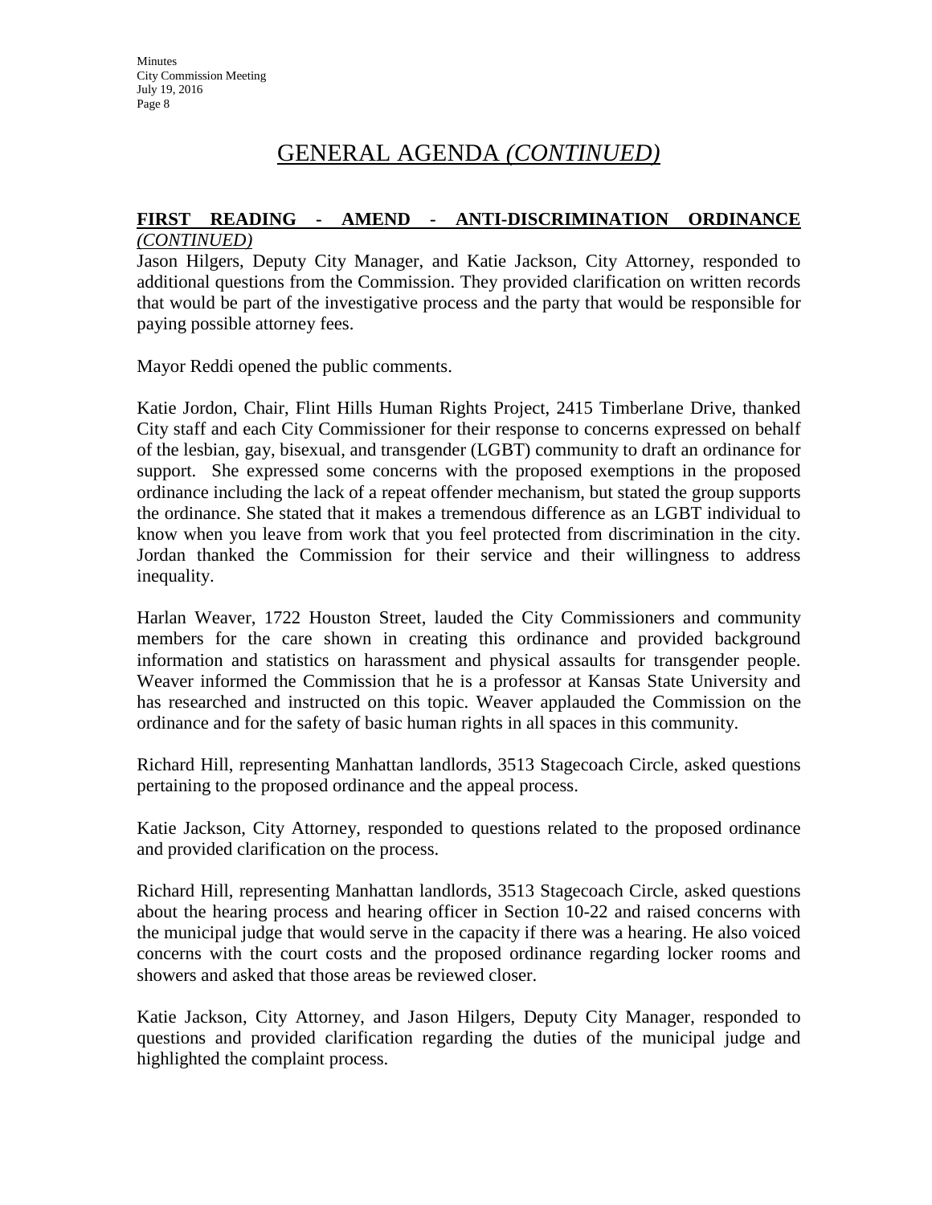# GENERAL AGENDA *(CONTINUED)*

**FIRST READING - AMEND - ANTI-DISCRIMINATION ORDINANCE** *(CONTINUED)*

Jason Hilgers, Deputy City Manager, and Katie Jackson, City Attorney, responded to additional questions from the Commission. They provided clarification on written records that would be part of the investigative process and the party that would be responsible for paying possible attorney fees.

Mayor Reddi opened the public comments.

Katie Jordon, Chair, Flint Hills Human Rights Project, 2415 Timberlane Drive, thanked City staff and each City Commissioner for their response to concerns expressed on behalf of the lesbian, gay, bisexual, and transgender (LGBT) community to draft an ordinance for support. She expressed some concerns with the proposed exemptions in the proposed ordinance including the lack of a repeat offender mechanism, but stated the group supports the ordinance. She stated that it makes a tremendous difference as an LGBT individual to know when you leave from work that you feel protected from discrimination in the city. Jordon thanked the Commission for their service and their willingness to address inequality.

Harlan Weaver, 1722 Houston Street, lauded the City Commissioners and community members for the care shown in creating this ordinance and provided background information and statistics on harassment and physical assaults for transgender people. Weaver informed the Commission that he is a professor at Kansas State University and has researched and instructed on this topic. Weaver applauded the Commission on the ordinance and for the safety of basic human rights in all spaces in this community.

Richard Hill, representing Manhattan landlords, 3513 Stagecoach Circle, asked questions pertaining to the proposed ordinance and the appeal process.

Katie Jackson, City Attorney, responded to questions related to the proposed ordinance and provided clarification on the process.

Richard Hill, representing Manhattan landlords, 3513 Stagecoach Circle, asked questions about the hearing process and hearing officer in Section 10-22 and raised concerns with the municipal judge that would serve in the capacity if there was a hearing. He also voiced concerns with the court costs and the proposed ordinance regarding locker rooms and showers and asked that those areas be reviewed closer.

Katie Jackson, City Attorney, and Jason Hilgers, Deputy City Manager, responded to questions and provided clarification regarding the duties of the municipal judge and highlighted the complaint process.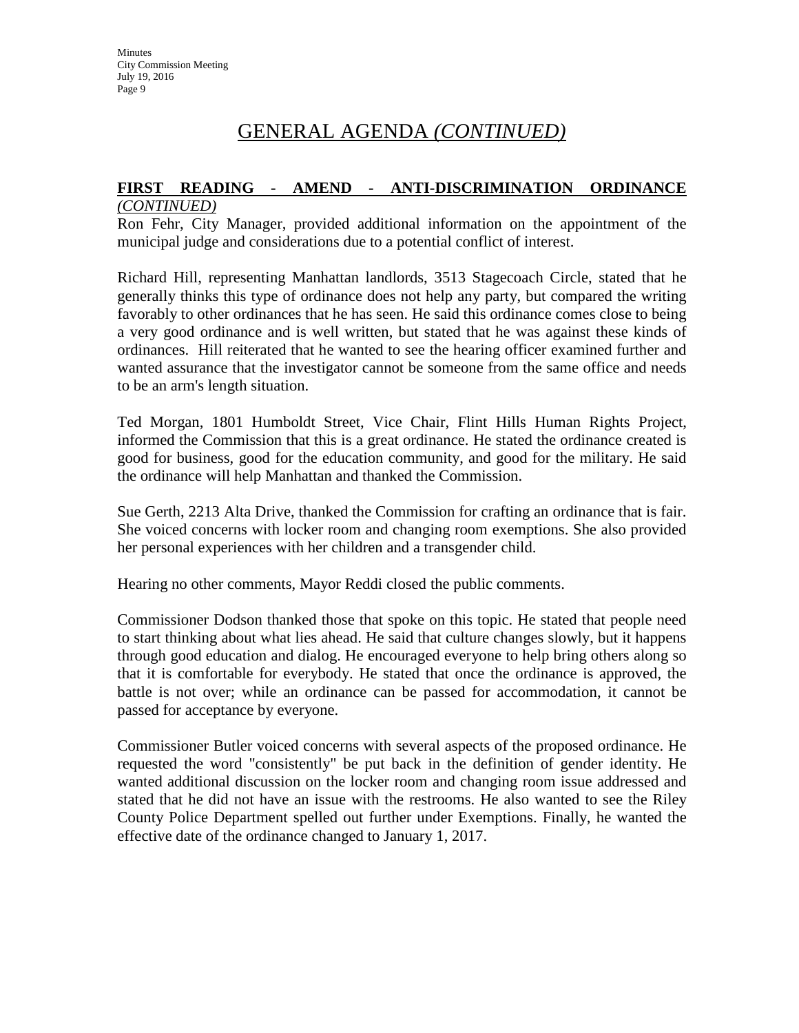# GENERAL AGENDA *(CONTINUED)*

**FIRST READING - AMEND - ANTI-DISCRIMINATION ORDINANCE** ***(CONTINUED)***

Ron Fehr, City Manager, provided additional information on the appointment of the municipal judge and considerations due to a potential conflict of interest.

Richard Hill, representing Manhattan landlords, 3513 Stagecoach Circle, stated that he generally thinks this type of ordinance does not help any party, but compared the writing favorably to other ordinances that he has seen. He said this ordinance comes close to being a very good ordinance and is well written, but stated that he was against these kinds of ordinances. Hill reiterated that he wanted to see the hearing officer examined further and wanted assurance that the investigator cannot be someone from the same office and needs to be an arm's length situation.

Ted Morgan, 1801 Humboldt Street, Vice Chair, Flint Hills Human Rights Project, informed the Commission that this is a great ordinance. He stated the ordinance created is good for business, good for the education community, and good for the military. He said the ordinance will help Manhattan and thanked the Commission.

Sue Gerth, 2213 Alta Drive, thanked the Commission for crafting an ordinance that is fair. She voiced concerns with locker room and changing room exemptions. She also provided her personal experiences with her children and a transgender child.

Hearing no other comments, Mayor Reddi closed the public comments.

Commissioner Dodson thanked those that spoke on this topic. He stated that people need to start thinking about what lies ahead. He said that culture changes slowly, but it happens through good education and dialog. He encouraged everyone to help bring others along so that it is comfortable for everybody. He stated that once the ordinance is approved, the battle is not over; while an ordinance can be passed for accommodation, it cannot be passed for acceptance by everyone.

Commissioner Butler voiced concerns with several aspects of the proposed ordinance. He requested the word "consistently" be put back in the definition of gender identity. He wanted additional discussion on the locker room and changing room issue addressed and stated that he did not have an issue with the restrooms. He also wanted to see the Riley County Police Department spelled out further under Exemptions. Finally, he wanted the effective date of the ordinance changed to January 1, 2017.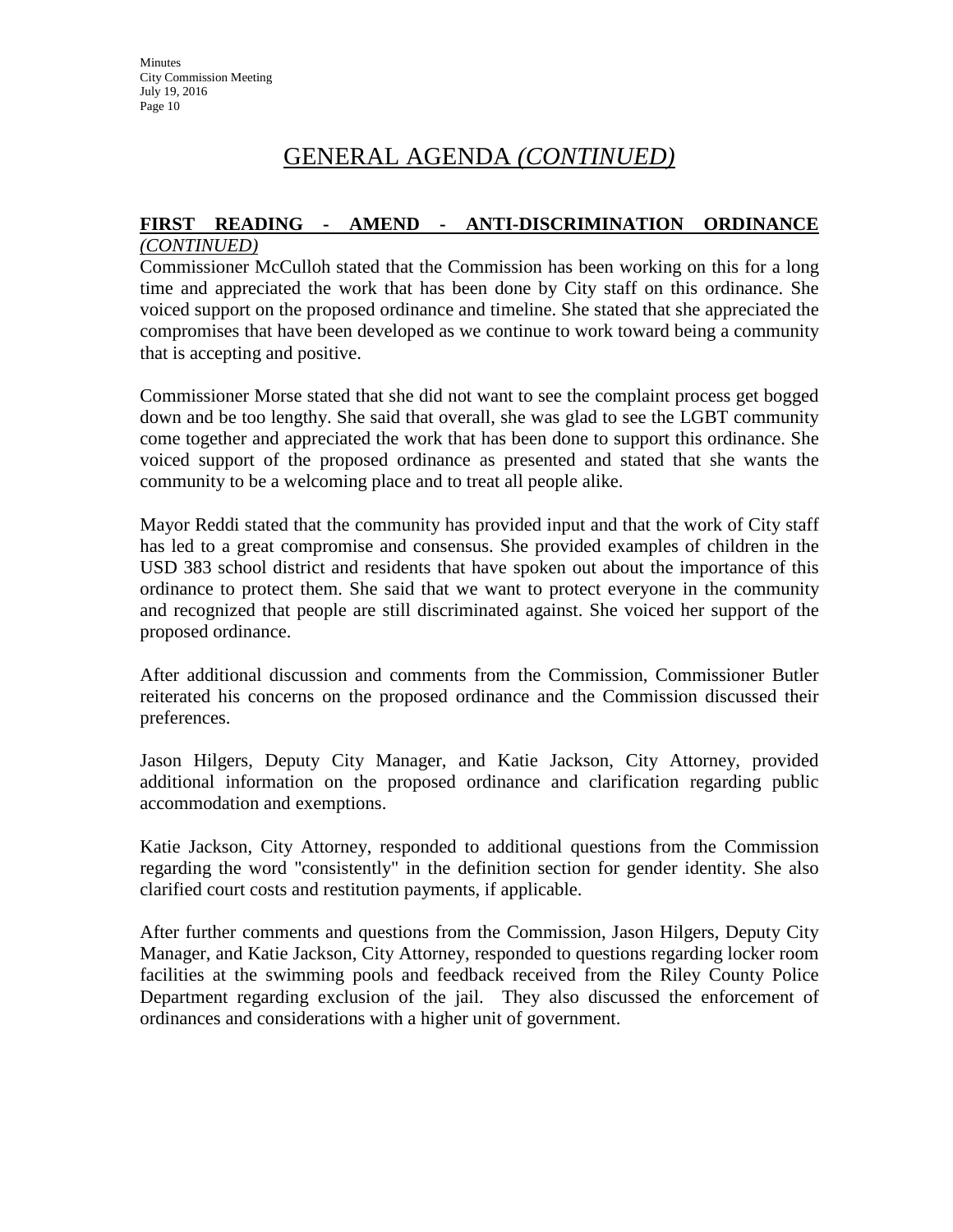# GENERAL AGENDA *(CONTINUED)*

**FIRST READING - AMEND - ANTI-DISCRIMINATION ORDINANCE** *(CONTINUED)*

Commissioner McCulloh stated that the Commission has been working on this for a long time and appreciated the work that has been done by City staff on this ordinance. She voiced support on the proposed ordinance and timeline. She stated that she appreciated the compromises that have been developed as we continue to work toward being a community that is accepting and positive.

Commissioner Morse stated that she did not want to see the complaint process get bogged down and be too lengthy. She said that overall, she was glad to see the LGBT community come together and appreciated the work that has been done to support this ordinance. She voiced support of the proposed ordinance as presented and stated that she wants the community to be a welcoming place and to treat all people alike.

Mayor Reddi stated that the community has provided input and that the work of City staff has led to a great compromise and consensus. She provided examples of children in the USD 383 school district and residents that have spoken out about the importance of this ordinance to protect them. She said that we want to protect everyone in the community and recognized that people are still discriminated against. She voiced her support of the proposed ordinance.

After additional discussion and comments from the Commission, Commissioner Butler reiterated his concerns on the proposed ordinance and the Commission discussed their preferences.

Jason Hilgers, Deputy City Manager, and Katie Jackson, City Attorney, provided additional information on the proposed ordinance and clarification regarding public accommodation and exemptions.

Katie Jackson, City Attorney, responded to additional questions from the Commission regarding the word "consistently" in the definition section for gender identity. She also clarified court costs and restitution payments, if applicable.

After further comments and questions from the Commission, Jason Hilgers, Deputy City Manager, and Katie Jackson, City Attorney, responded to questions regarding locker room facilities at the swimming pools and feedback received from the Riley County Police Department regarding exclusion of the jail. They also discussed the enforcement of ordinances and considerations with a higher unit of government.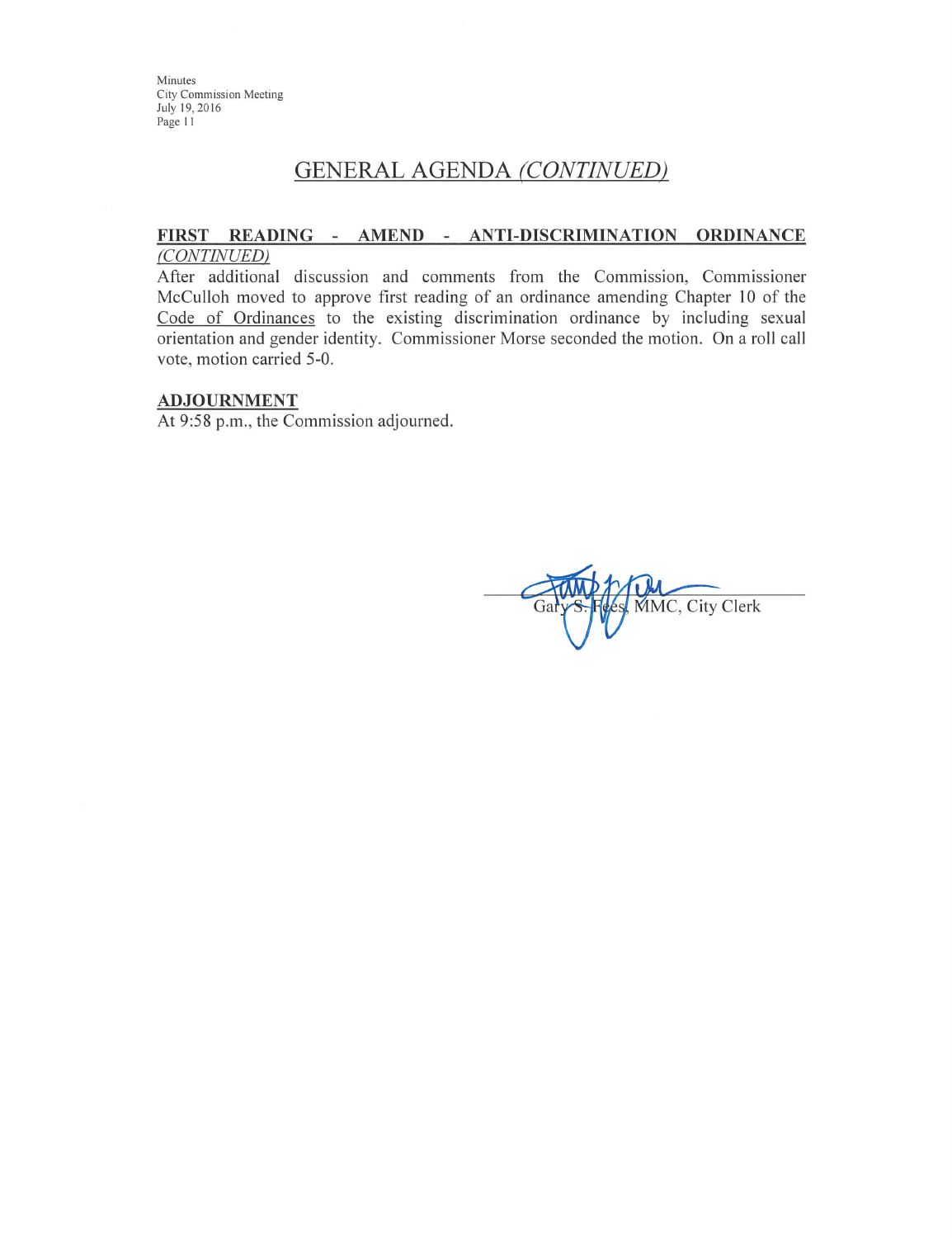## GENERAL AGENDA *(CONTINUED)*

**FIRST READING - AMEND - ANTI-DISCRIMINATION ORDINANCE** *(CONTINUED)*

After additional discussion and comments from the Commission, Commissioner McCulloh moved to approve first reading of an ordinance amending Chapter 10 of the Code of Ordinances to the existing discrimination ordinance by including sexual orientation and gender identity. Commissioner Morse seconded the motion. On a roll call vote, motion carried 5-0.

**ADJOURNMENT**

At 9:58 p.m., the Commission adjourned.

Gary S. Fees, MMC, City Clerk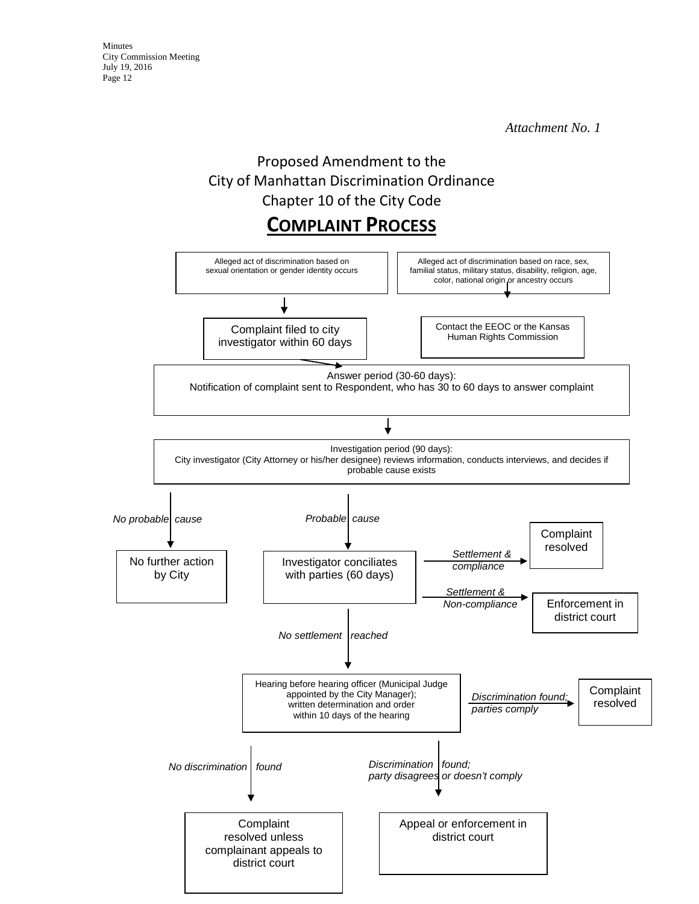*Attachment No. 1*

# Proposed Amendment to the City of Manhattan Discrimination Ordinance Chapter 10 of the City Code

## COMPLAINT PROCESS

Alleged act of discrimination based on sexual orientation or gender identity occurs

Alleged act of discrimination based on race, sex, familial status, military status, disability, religion, age, color, national origin or ancestry occurs

Complaint filed to city investigator within 60 days

Contact the EEOC or the Kansas Human Rights Commission

Answer period (30-60 days):
Notification of complaint sent to Respondent, who has 30 to 60 days to answer complaint

Investigation period (90 days):
City investigator (City Attorney or his/her designee) reviews information, conducts interviews, and decides if probable cause exists

*No probable cause*

No further action by City

*Probable cause*

Investigator conciliates with parties (60 days)

*Settlement & compliance*

Complaint resolved

*Settlement & Non-compliance*

Enforcement in district court

*No settlement reached*

Hearing before hearing officer (Municipal Judge appointed by the City Manager); written determination and order within 10 days of the hearing

*Discrimination found; parties comply*

Complaint resolved

*No discrimination found*

Complaint resolved unless complainant appeals to district court

*Discrimination found; party disagrees or doesn't comply*

Appeal or enforcement in district court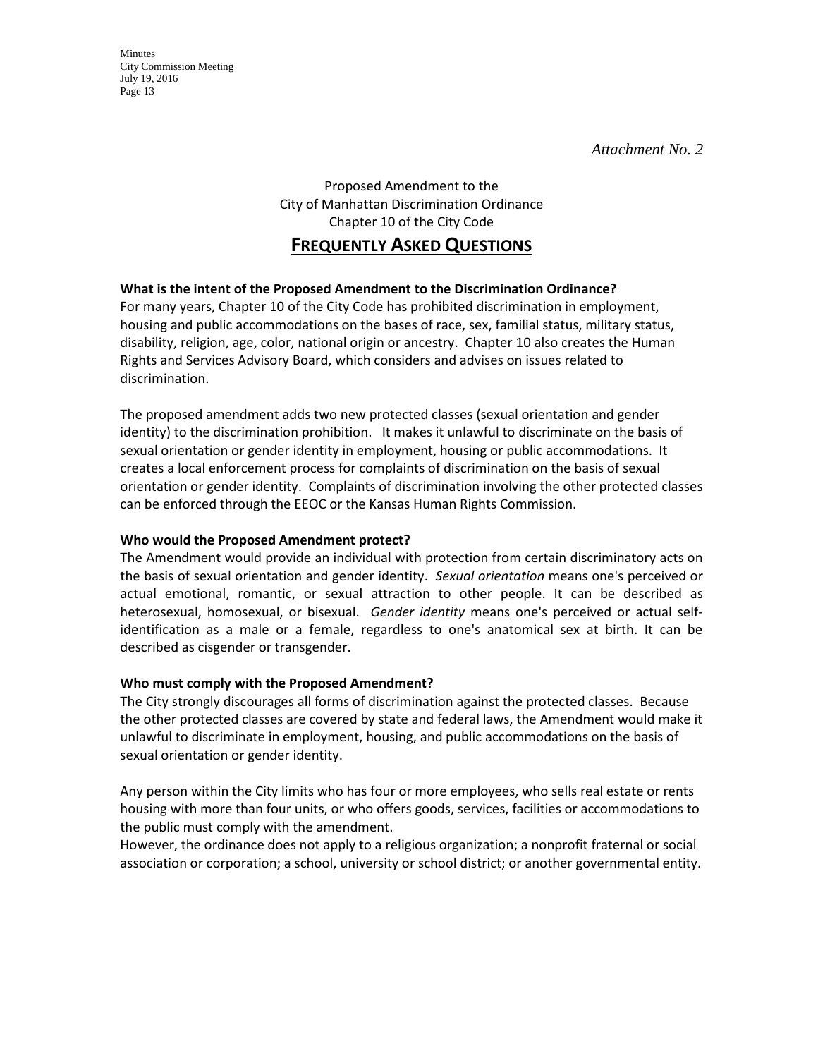*Attachment No. 2*

Proposed Amendment to the
City of Manhattan Discrimination Ordinance
Chapter 10 of the City Code

# FREQUENTLY ASKED QUESTIONS

**What is the intent of the Proposed Amendment to the Discrimination Ordinance?**

For many years, Chapter 10 of the City Code has prohibited discrimination in employment, housing and public accommodations on the bases of race, sex, familial status, military status, disability, religion, age, color, national origin or ancestry. Chapter 10 also creates the Human Rights and Services Advisory Board, which considers and advises on issues related to discrimination.

The proposed amendment adds two new protected classes (sexual orientation and gender identity) to the discrimination prohibition. It makes it unlawful to discriminate on the basis of sexual orientation or gender identity in employment, housing or public accommodations. It creates a local enforcement process for complaints of discrimination on the basis of sexual orientation or gender identity. Complaints of discrimination involving the other protected classes can be enforced through the EEOC or the Kansas Human Rights Commission.

**Who would the Proposed Amendment protect?**

The Amendment would provide an individual with protection from certain discriminatory acts on the basis of sexual orientation and gender identity. *Sexual orientation* means one's perceived or actual emotional, romantic, or sexual attraction to other people. It can be described as heterosexual, homosexual, or bisexual. *Gender identity* means one's perceived or actual self-identification as a male or a female, regardless to one's anatomical sex at birth. It can be described as cisgender or transgender.

**Who must comply with the Proposed Amendment?**

The City strongly discourages all forms of discrimination against the protected classes. Because the other protected classes are covered by state and federal laws, the Amendment would make it unlawful to discriminate in employment, housing, and public accommodations on the basis of sexual orientation or gender identity.

Any person within the City limits who has four or more employees, who sells real estate or rents housing with more than four units, or who offers goods, services, facilities or accommodations to the public must comply with the amendment.
However, the ordinance does not apply to a religious organization; a nonprofit fraternal or social association or corporation; a school, university or school district; or another governmental entity.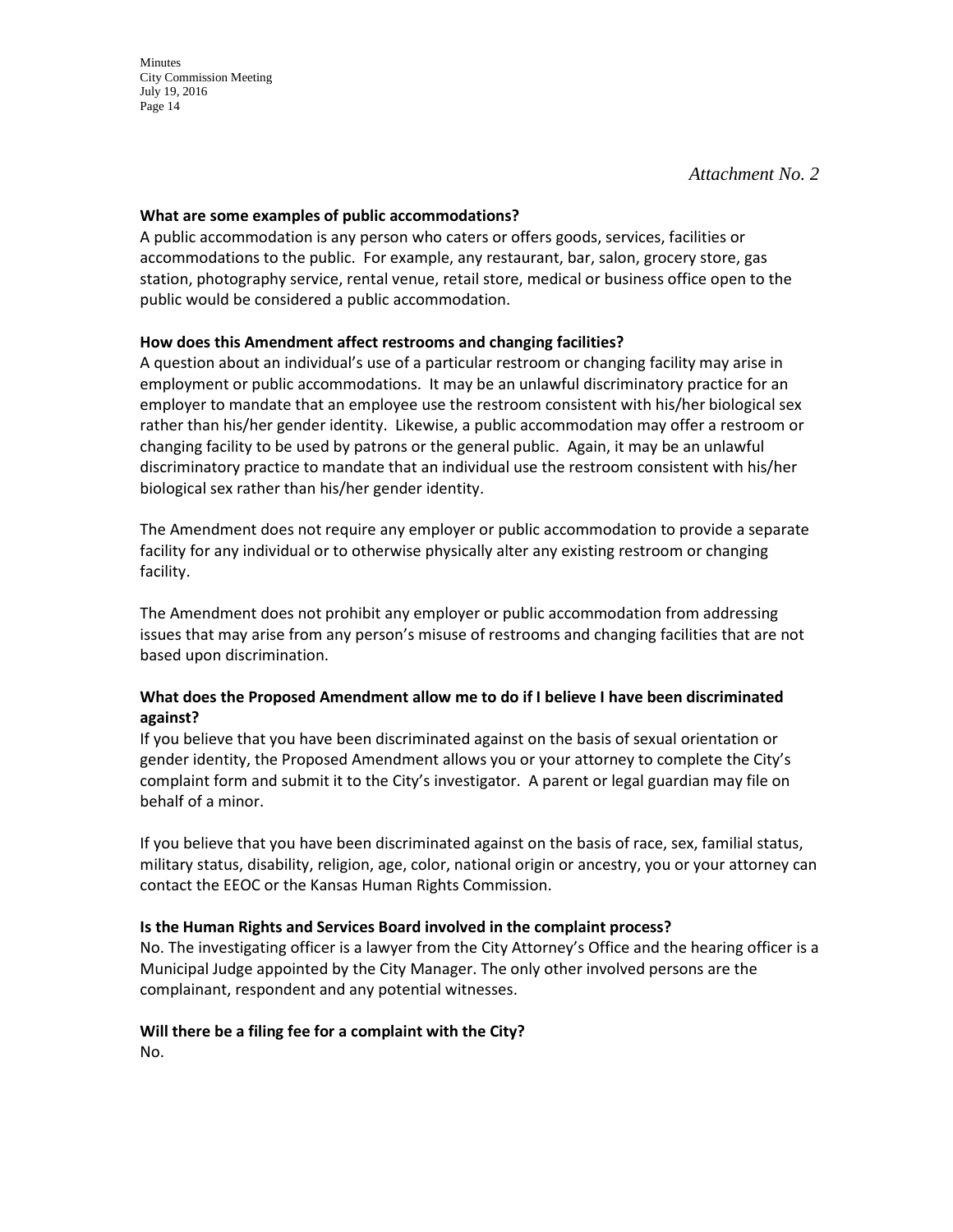*Attachment No. 2*

**What are some examples of public accommodations?**
A public accommodation is any person who caters or offers goods, services, facilities or accommodations to the public. For example, any restaurant, bar, salon, grocery store, gas station, photography service, rental venue, retail store, medical or business office open to the public would be considered a public accommodation.

**How does this Amendment affect restrooms and changing facilities?**
A question about an individual's use of a particular restroom or changing facility may arise in employment or public accommodations. It may be an unlawful discriminatory practice for an employer to mandate that an employee use the restroom consistent with his/her biological sex rather than his/her gender identity. Likewise, a public accommodation may offer a restroom or changing facility to be used by patrons or the general public. Again, it may be an unlawful discriminatory practice to mandate that an individual use the restroom consistent with his/her biological sex rather than his/her gender identity.

The Amendment does not require any employer or public accommodation to provide a separate facility for any individual or to otherwise physically alter any existing restroom or changing facility.

The Amendment does not prohibit any employer or public accommodation from addressing issues that may arise from any person's misuse of restrooms and changing facilities that are not based upon discrimination.

**What does the Proposed Amendment allow me to do if I believe I have been discriminated against?**
If you believe that you have been discriminated against on the basis of sexual orientation or gender identity, the Proposed Amendment allows you or your attorney to complete the City's complaint form and submit it to the City's investigator. A parent or legal guardian may file on behalf of a minor.

If you believe that you have been discriminated against on the basis of race, sex, familial status, military status, disability, religion, age, color, national origin or ancestry, you or your attorney can contact the EEOC or the Kansas Human Rights Commission.

**Is the Human Rights and Services Board involved in the complaint process?**
No. The investigating officer is a lawyer from the City Attorney's Office and the hearing officer is a Municipal Judge appointed by the City Manager. The only other involved persons are the complainant, respondent and any potential witnesses.

**Will there be a filing fee for a complaint with the City?**
No.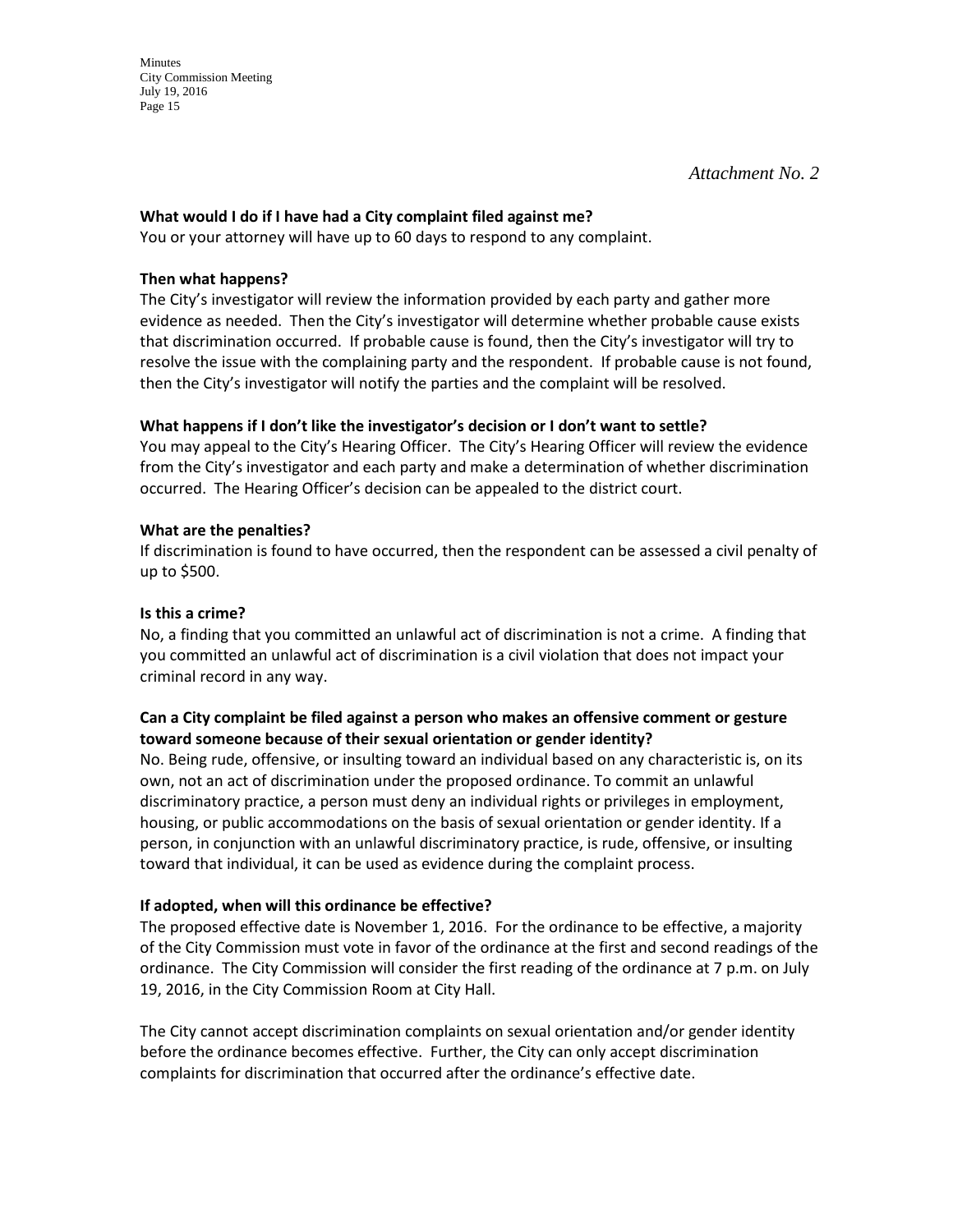*Attachment No. 2*

**What would I do if I have had a City complaint filed against me?**
You or your attorney will have up to 60 days to respond to any complaint.

**Then what happens?**
The City's investigator will review the information provided by each party and gather more evidence as needed. Then the City's investigator will determine whether probable cause exists that discrimination occurred. If probable cause is found, then the City's investigator will try to resolve the issue with the complaining party and the respondent. If probable cause is not found, then the City's investigator will notify the parties and the complaint will be resolved.

**What happens if I don't like the investigator's decision or I don't want to settle?**
You may appeal to the City's Hearing Officer. The City's Hearing Officer will review the evidence from the City's investigator and each party and make a determination of whether discrimination occurred. The Hearing Officer's decision can be appealed to the district court.

**What are the penalties?**
If discrimination is found to have occurred, then the respondent can be assessed a civil penalty of up to $500.

**Is this a crime?**
No, a finding that you committed an unlawful act of discrimination is not a crime. A finding that you committed an unlawful act of discrimination is a civil violation that does not impact your criminal record in any way.

**Can a City complaint be filed against a person who makes an offensive comment or gesture toward someone because of their sexual orientation or gender identity?**
No. Being rude, offensive, or insulting toward an individual based on any characteristic is, on its own, not an act of discrimination under the proposed ordinance. To commit an unlawful discriminatory practice, a person must deny an individual rights or privileges in employment, housing, or public accommodations on the basis of sexual orientation or gender identity. If a person, in conjunction with an unlawful discriminatory practice, is rude, offensive, or insulting toward that individual, it can be used as evidence during the complaint process.

**If adopted, when will this ordinance be effective?**
The proposed effective date is November 1, 2016. For the ordinance to be effective, a majority of the City Commission must vote in favor of the ordinance at the first and second readings of the ordinance. The City Commission will consider the first reading of the ordinance at 7 p.m. on July 19, 2016, in the City Commission Room at City Hall.

The City cannot accept discrimination complaints on sexual orientation and/or gender identity before the ordinance becomes effective. Further, the City can only accept discrimination complaints for discrimination that occurred after the ordinance's effective date.